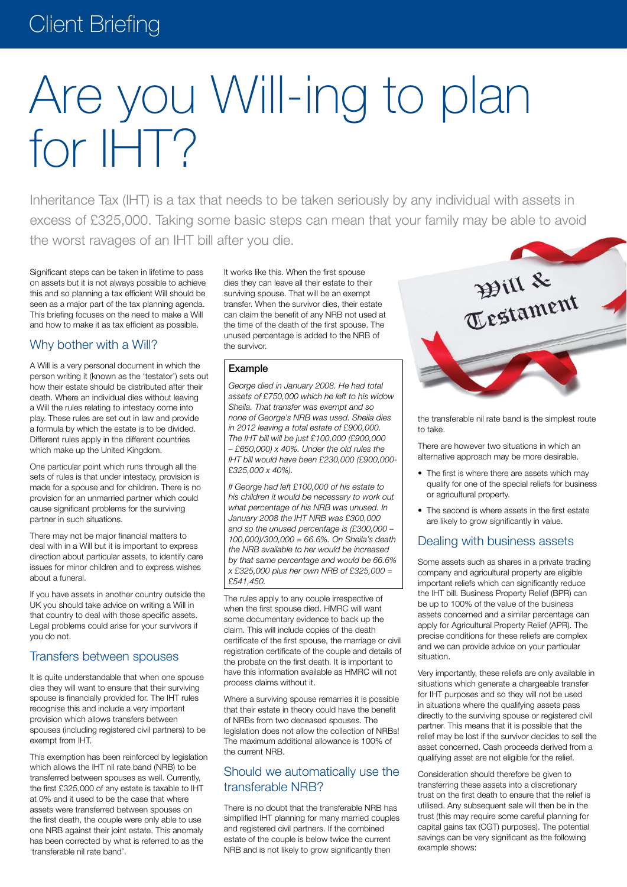# Are you Will-ing to plan for IHT?

Inheritance Tax (IHT) is a tax that needs to be taken seriously by any individual with assets in excess of £325,000. Taking some basic steps can mean that your family may be able to avoid the worst ravages of an IHT bill after you die.

Significant steps can be taken in lifetime to pass on assets but it is not always possible to achieve this and so planning a tax efficient Will should be seen as a major part of the tax planning agenda. This briefing focuses on the need to make a Will and how to make it as tax efficient as possible.

## Why bother with a Will?

A Will is a very personal document in which the person writing it (known as the 'testator') sets out how their estate should be distributed after their death. Where an individual dies without leaving a Will the rules relating to intestacy come into play. These rules are set out in law and provide a formula by which the estate is to be divided. Different rules apply in the different countries which make up the United Kingdom.

One particular point which runs through all the sets of rules is that under intestacy, provision is made for a spouse and for children. There is no provision for an unmarried partner which could cause significant problems for the surviving partner in such situations.

There may not be major financial matters to deal with in a Will but it is important to express direction about particular assets, to identify care issues for minor children and to express wishes about a funeral.

If you have assets in another country outside the UK you should take advice on writing a Will in that country to deal with those specific assets. Legal problems could arise for your survivors if you do not.

## Transfers between spouses

It is quite understandable that when one spouse dies they will want to ensure that their surviving spouse is financially provided for. The IHT rules recognise this and include a very important provision which allows transfers between spouses (including registered civil partners) to be exempt from IHT.

This exemption has been reinforced by legislation which allows the IHT nil rate band (NRB) to be transferred between spouses as well. Currently, the first £325,000 of any estate is taxable to IHT at 0% and it used to be the case that where assets were transferred between spouses on the first death, the couple were only able to use one NRB against their joint estate. This anomaly has been corrected by what is referred to as the 'transferable nil rate band'.

It works like this. When the first spouse dies they can leave all their estate to their surviving spouse. That will be an exempt transfer. When the survivor dies, their estate can claim the benefit of any NRB not used at the time of the death of the first spouse. The unused percentage is added to the NRB of the survivor.

### Example

*George died in January 2008. He had total assets of £750,000 which he left to his widow Sheila. That transfer was exempt and so none of George's NRB was used. Sheila dies in 2012 leaving a total estate of £900,000. The IHT bill will be just £100,000 (£900,000 – £650,000) x 40%. Under the old rules the IHT bill would have been £230,000 (£900,000-£325,000 x 40%).*

*If George had left £100,000 of his estate to his children it would be necessary to work out what percentage of his NRB was unused. In January 2008 the IHT NRB was £300,000 and so the unused percentage is (£300,000 – 100,000)/300,000 = 66.6%. On Sheila's death the NRB available to her would be increased by that same percentage and would be 66.6% x £325,000 plus her own NRB of £325,000 = £541,450.*

The rules apply to any couple irrespective of when the first spouse died. HMRC will want some documentary evidence to back up the claim. This will include copies of the death certificate of the first spouse, the marriage or civil registration certificate of the couple and details of the probate on the first death. It is important to have this information available as HMRC will not process claims without it.

Where a surviving spouse remarries it is possible that their estate in theory could have the benefit of NRBs from two deceased spouses. The legislation does not allow the collection of NRBs! The maximum additional allowance is 100% of the current NRB.

## Should we automatically use the transferable NRB?

There is no doubt that the transferable NRB has simplified IHT planning for many married couples and registered civil partners. If the combined estate of the couple is below twice the current NRB and is not likely to grow significantly then the transferable nil rate band is the simplest route to take.

There are however two situations in which an alternative approach may be more desirable.

- The first is where there are assets which may qualify for one of the special reliefs for business or agricultural property.
- The second is where assets in the first estate are likely to grow significantly in value.

## Dealing with business assets

Some assets such as shares in a private trading company and agricultural property are eligible important reliefs which can significantly reduce the IHT bill. Business Property Relief (BPR) can be up to 100% of the value of the business assets concerned and a similar percentage can apply for Agricultural Property Relief (APR). The precise conditions for these reliefs are complex and we can provide advice on your particular situation.

Very importantly, these reliefs are only available in situations which generate a chargeable transfer for IHT purposes and so they will not be used in situations where the qualifying assets pass directly to the surviving spouse or registered civil partner. This means that it is possible that the relief may be lost if the survivor decides to sell the asset concerned. Cash proceeds derived from a qualifying asset are not eligible for the relief.

Consideration should therefore be given to transferring these assets into a discretionary trust on the first death to ensure that the relief is utilised. Any subsequent sale will then be in the trust (this may require some careful planning for capital gains tax (CGT) purposes). The potential savings can be very significant as the following example shows: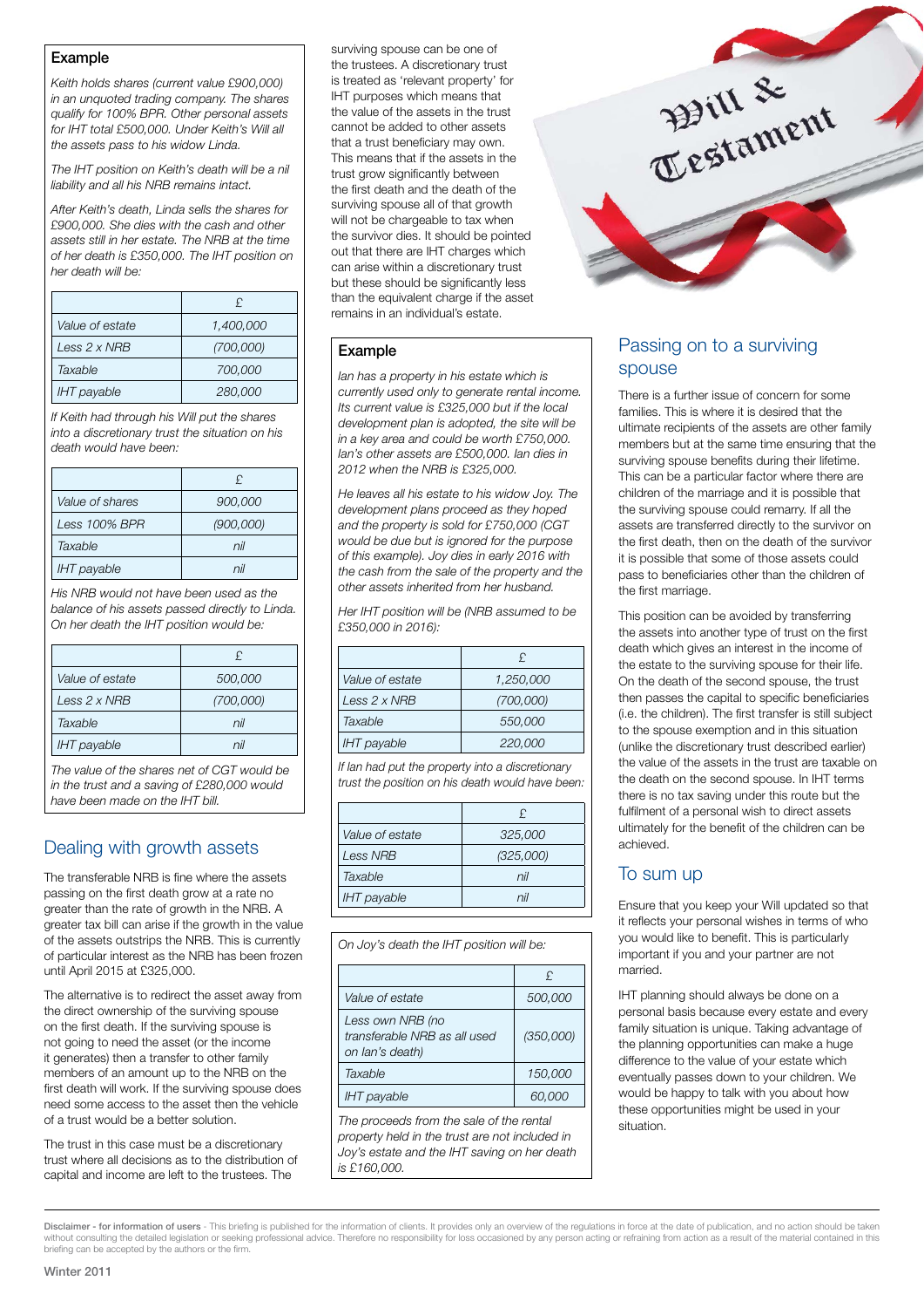### Example

*Keith holds shares (current value £900,000) in an unquoted trading company. The shares qualify for 100% BPR. Other personal assets for IHT total £500,000. Under Keith's Will all the assets pass to his widow Linda.*

*The IHT position on Keith's death will be a nil liability and all his NRB remains intact.*

*After Keith's death, Linda sells the shares for £900,000. She dies with the cash and other assets still in her estate. The NRB at the time of her death is £350,000. The IHT position on her death will be:*

| | £ |
|---|---|
| *Value of estate* | *1,400,000* |
| *Less 2 x NRB* | *(700,000)* |
| *Taxable* | *700,000* |
| *IHT payable* | *280,000* |

*If Keith had through his Will put the shares into a discretionary trust the situation on his death would have been:*

| | £ |
|---|---|
| *Value of shares* | *900,000* |
| *Less 100% BPR* | *(900,000)* |
| *Taxable* | *nil* |
| *IHT payable* | *nil* |

*His NRB would not have been used as the balance of his assets passed directly to Linda. On her death the IHT position would be:*

| | £ |
|---|---|
| *Value of estate* | *500,000* |
| *Less 2 x NRB* | *(700,000)* |
| *Taxable* | *nil* |
| *IHT payable* | *nil* |

*The value of the shares net of CGT would be in the trust and a saving of £280,000 would have been made on the IHT bill.*

## Dealing with growth assets

The transferable NRB is fine where the assets passing on the first death grow at a rate no greater than the rate of growth in the NRB. A greater tax bill can arise if the growth in the value of the assets outstrips the NRB. This is currently of particular interest as the NRB has been frozen until April 2015 at £325,000.

The alternative is to redirect the asset away from the direct ownership of the surviving spouse on the first death. If the surviving spouse is not going to need the asset (or the income it generates) then a transfer to other family members of an amount up to the NRB on the first death will work. If the surviving spouse does need some access to the asset then the vehicle of a trust would be a better solution.

The trust in this case must be a discretionary trust where all decisions as to the distribution of capital and income are left to the trustees. The surviving spouse can be one of the trustees. A discretionary trust is treated as 'relevant property' for IHT purposes which means that the value of the assets in the trust cannot be added to other assets that a trust beneficiary may own. This means that if the assets in the trust grow significantly between the first death and the death of the surviving spouse all of that growth will not be chargeable to tax when the survivor dies. It should be pointed out that there are IHT charges which can arise within a discretionary trust but these should be significantly less than the equivalent charge if the asset remains in an individual's estate.

### Example

*Ian has a property in his estate which is currently used only to generate rental income. Its current value is £325,000 but if the local development plan is adopted, the site will be in a key area and could be worth £750,000. Ian's other assets are £500,000. Ian dies in 2012 when the NRB is £325,000.*

*He leaves all his estate to his widow Joy. The development plans proceed as they hoped and the property is sold for £750,000 (CGT would be due but is ignored for the purpose of this example). Joy dies in early 2016 with the cash from the sale of the property and the other assets inherited from her husband.*

*Her IHT position will be (NRB assumed to be £350,000 in 2016):*

| | £ |
|---|---|
| *Value of estate* | *1,250,000* |
| *Less 2 x NRB* | *(700,000)* |
| *Taxable* | *550,000* |
| *IHT payable* | *220,000* |

*If Ian had put the property into a discretionary trust the position on his death would have been:*

| | £ |
|---|---|
| *Value of estate* | *325,000* |
| *Less NRB* | *(325,000)* |
| *Taxable* | *nil* |
| *IHT payable* | *nil* |

*On Joy's death the IHT position will be:*

| | £ |
|---|---|
| *Value of estate* | *500,000* |
| *Less own NRB (no transferable NRB as all used on Ian's death)* | *(350,000)* |
| *Taxable* | *150,000* |
| *IHT payable* | *60,000* |

*The proceeds from the sale of the rental property held in the trust are not included in Joy's estate and the IHT saving on her death is £160,000.*

## Passing on to a surviving spouse

There is a further issue of concern for some families. This is where it is desired that the ultimate recipients of the assets are other family members but at the same time ensuring that the surviving spouse benefits during their lifetime. This can be a particular factor where there are children of the marriage and it is possible that the surviving spouse could remarry. If all the assets are transferred directly to the survivor on the first death, then on the death of the survivor it is possible that some of those assets could pass to beneficiaries other than the children of the first marriage.

This position can be avoided by transferring the assets into another type of trust on the first death which gives an interest in the income of the estate to the surviving spouse for their life. On the death of the second spouse, the trust then passes the capital to specific beneficiaries (i.e. the children). The first transfer is still subject to the spouse exemption and in this situation (unlike the discretionary trust described earlier) the value of the assets in the trust are taxable on the death on the second spouse. In IHT terms there is no tax saving under this route but the fulfilment of a personal wish to direct assets ultimately for the benefit of the children can be achieved.

## To sum up

Ensure that you keep your Will updated so that it reflects your personal wishes in terms of who you would like to benefit. This is particularly important if you and your partner are not married.

IHT planning should always be done on a personal basis because every estate and every family situation is unique. Taking advantage of the planning opportunities can make a huge difference to the value of your estate which eventually passes down to your children. We would be happy to talk with you about how these opportunities might be used in your situation.

**Disclaimer - for information of users** - This briefing is published for the information of clients. It provides only an overview of the regulations in force at the date of publication, and no action should be taken without consulting the detailed legislation or seeking professional advice. Therefore no responsibility for loss occasioned by any person acting or refraining from action as a result of the material contained in this briefing can be accepted by the authors or the firm.

Winter 2011